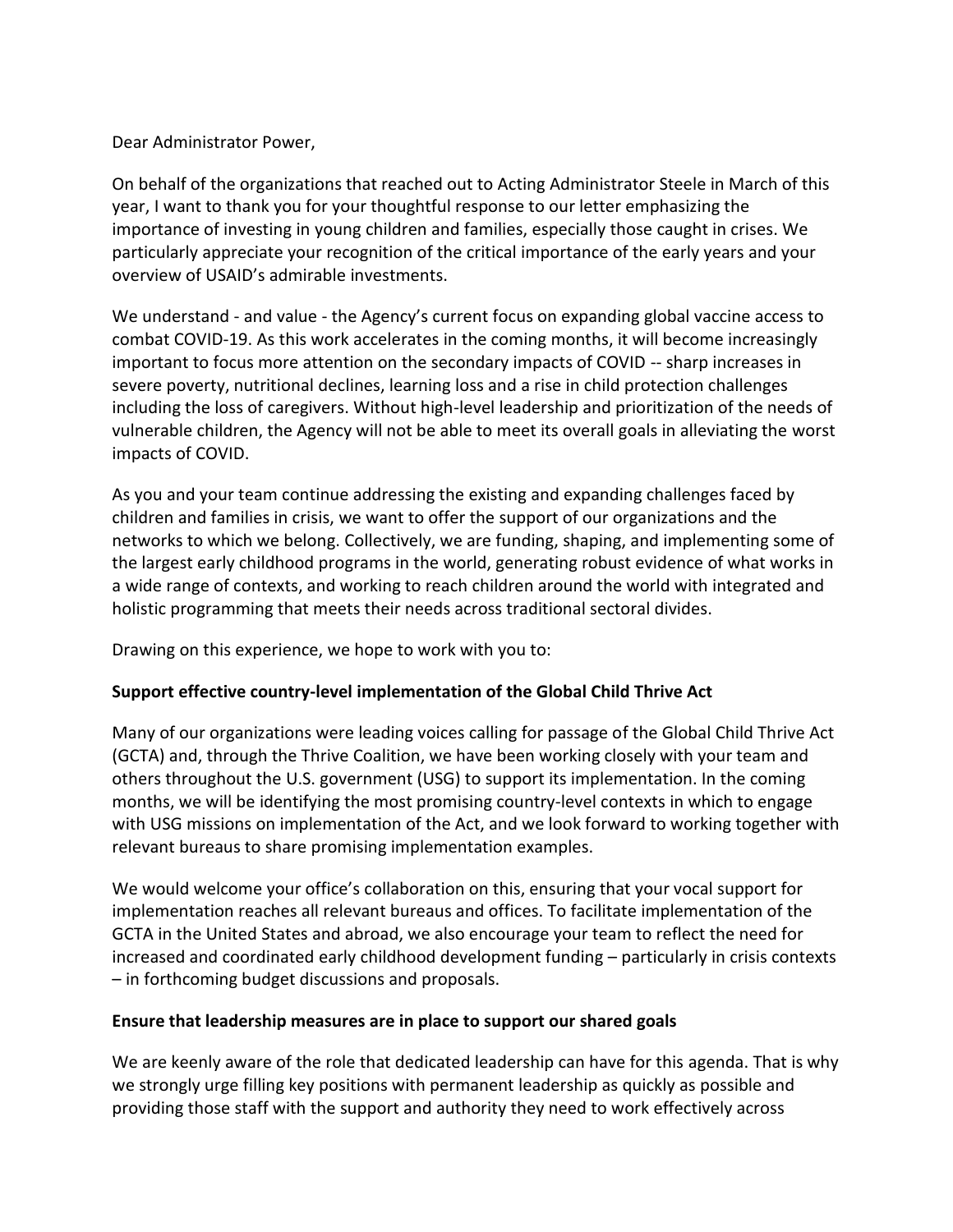Dear Administrator Power,

On behalf of the organizations that reached out to Acting Administrator Steele in March of this year, I want to thank you for your thoughtful response to our letter emphasizing the importance of investing in young children and families, especially those caught in crises. We particularly appreciate your recognition of the critical importance of the early years and your overview of USAID's admirable investments.

We understand - and value - the Agency's current focus on expanding global vaccine access to combat COVID-19. As this work accelerates in the coming months, it will become increasingly important to focus more attention on the secondary impacts of COVID -- sharp increases in severe poverty, nutritional declines, learning loss and a rise in child protection challenges including the loss of caregivers. Without high-level leadership and prioritization of the needs of vulnerable children, the Agency will not be able to meet its overall goals in alleviating the worst impacts of COVID.

As you and your team continue addressing the existing and expanding challenges faced by children and families in crisis, we want to offer the support of our organizations and the networks to which we belong. Collectively, we are funding, shaping, and implementing some of the largest early childhood programs in the world, generating robust evidence of what works in a wide range of contexts, and working to reach children around the world with integrated and holistic programming that meets their needs across traditional sectoral divides.

Drawing on this experience, we hope to work with you to:

**Support effective country-level implementation of the Global Child Thrive Act**

Many of our organizations were leading voices calling for passage of the Global Child Thrive Act (GCTA) and, through the Thrive Coalition, we have been working closely with your team and others throughout the U.S. government (USG) to support its implementation. In the coming months, we will be identifying the most promising country-level contexts in which to engage with USG missions on implementation of the Act, and we look forward to working together with relevant bureaus to share promising implementation examples.

We would welcome your office's collaboration on this, ensuring that your vocal support for implementation reaches all relevant bureaus and offices. To facilitate implementation of the GCTA in the United States and abroad, we also encourage your team to reflect the need for increased and coordinated early childhood development funding – particularly in crisis contexts – in forthcoming budget discussions and proposals.

**Ensure that leadership measures are in place to support our shared goals**

We are keenly aware of the role that dedicated leadership can have for this agenda. That is why we strongly urge filling key positions with permanent leadership as quickly as possible and providing those staff with the support and authority they need to work effectively across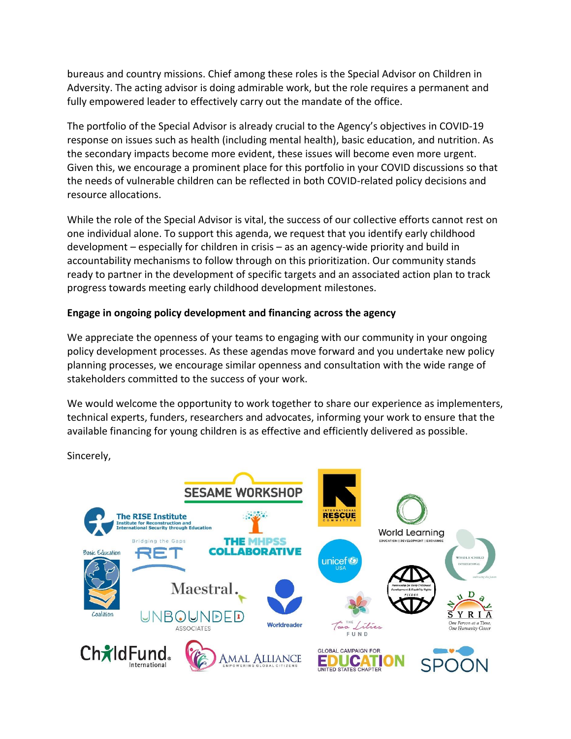bureaus and country missions. Chief among these roles is the Special Advisor on Children in Adversity. The acting advisor is doing admirable work, but the role requires a permanent and fully empowered leader to effectively carry out the mandate of the office.

The portfolio of the Special Advisor is already crucial to the Agency's objectives in COVID-19 response on issues such as health (including mental health), basic education, and nutrition. As the secondary impacts become more evident, these issues will become even more urgent. Given this, we encourage a prominent place for this portfolio in your COVID discussions so that the needs of vulnerable children can be reflected in both COVID-related policy decisions and resource allocations.

While the role of the Special Advisor is vital, the success of our collective efforts cannot rest on one individual alone. To support this agenda, we request that you identify early childhood development – especially for children in crisis – as an agency-wide priority and build in accountability mechanisms to follow through on this prioritization. Our community stands ready to partner in the development of specific targets and an associated action plan to track progress towards meeting early childhood development milestones.

**Engage in ongoing policy development and financing across the agency**

We appreciate the openness of your teams to engaging with our community in your ongoing policy development processes. As these agendas move forward and you undertake new policy planning processes, we encourage similar openness and consultation with the wide range of stakeholders committed to the success of your work.

We would welcome the opportunity to work together to share our experience as implementers, technical experts, funders, researchers and advocates, informing your work to ensure that the available financing for young children is as effective and efficiently delivered as possible.

Sincerely,

SESAME WORKSHOP

International Rescue Committee

World Learning

The RISE Institute – Institute for Reconstruction and International Security through Education

RET – Bridging the Gaps

The MHPSS Collaborative

unicef USA

Whole Child International

Basic Education Coalition

Maestral.

Worldreader

Partnership for Early Childhood Development & Disability Rights (PECDDR)

NuDay Syria – One Person at a Time, One Humanity Closer

UNBOUNDED ASSOCIATES

The Two Lilies Fund

ChildFund International

AMAL ALLIANCE – Empowering Global Citizens

Global Campaign for Education – United States Chapter

SPOON